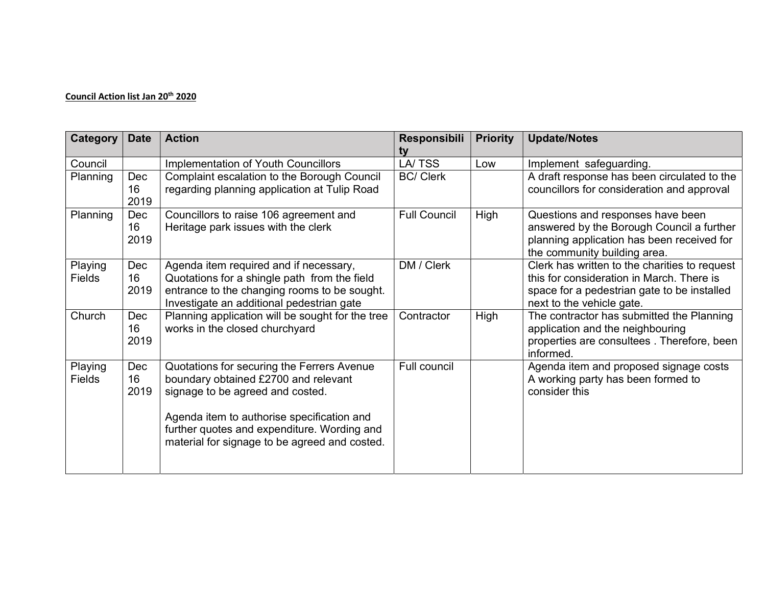**Council Action list Jan 20th 2020**

| Category | Date | Action | Responsibility | Priority | Update/Notes |
|---|---|---|---|---|---|
| Council | | Implementation of Youth Councillors | LA/ TSS | Low | Implement safeguarding. |
| Planning | Dec 16 2019 | Complaint escalation to the Borough Council regarding planning application at Tulip Road | BC/ Clerk | | A draft response has been circulated to the councillors for consideration and approval |
| Planning | Dec 16 2019 | Councillors to raise 106 agreement and Heritage park issues with the clerk | Full Council | High | Questions and responses have been answered by the Borough Council a further planning application has been received for the community building area. |
| Playing Fields | Dec 16 2019 | Agenda item required and if necessary, Quotations for a shingle path from the field entrance to the changing rooms to be sought. Investigate an additional pedestrian gate | DM / Clerk | | Clerk has written to the charities to request this for consideration in March. There is space for a pedestrian gate to be installed next to the vehicle gate. |
| Church | Dec 16 2019 | Planning application will be sought for the tree works in the closed churchyard | Contractor | High | The contractor has submitted the Planning application and the neighbouring properties are consultees . Therefore, been informed. |
| Playing Fields | Dec 16 2019 | Quotations for securing the Ferrers Avenue boundary obtained £2700 and relevant signage to be agreed and costed. Agenda item to authorise specification and further quotes and expenditure. Wording and material for signage to be agreed and costed. | Full council | | Agenda item and proposed signage costs A working party has been formed to consider this |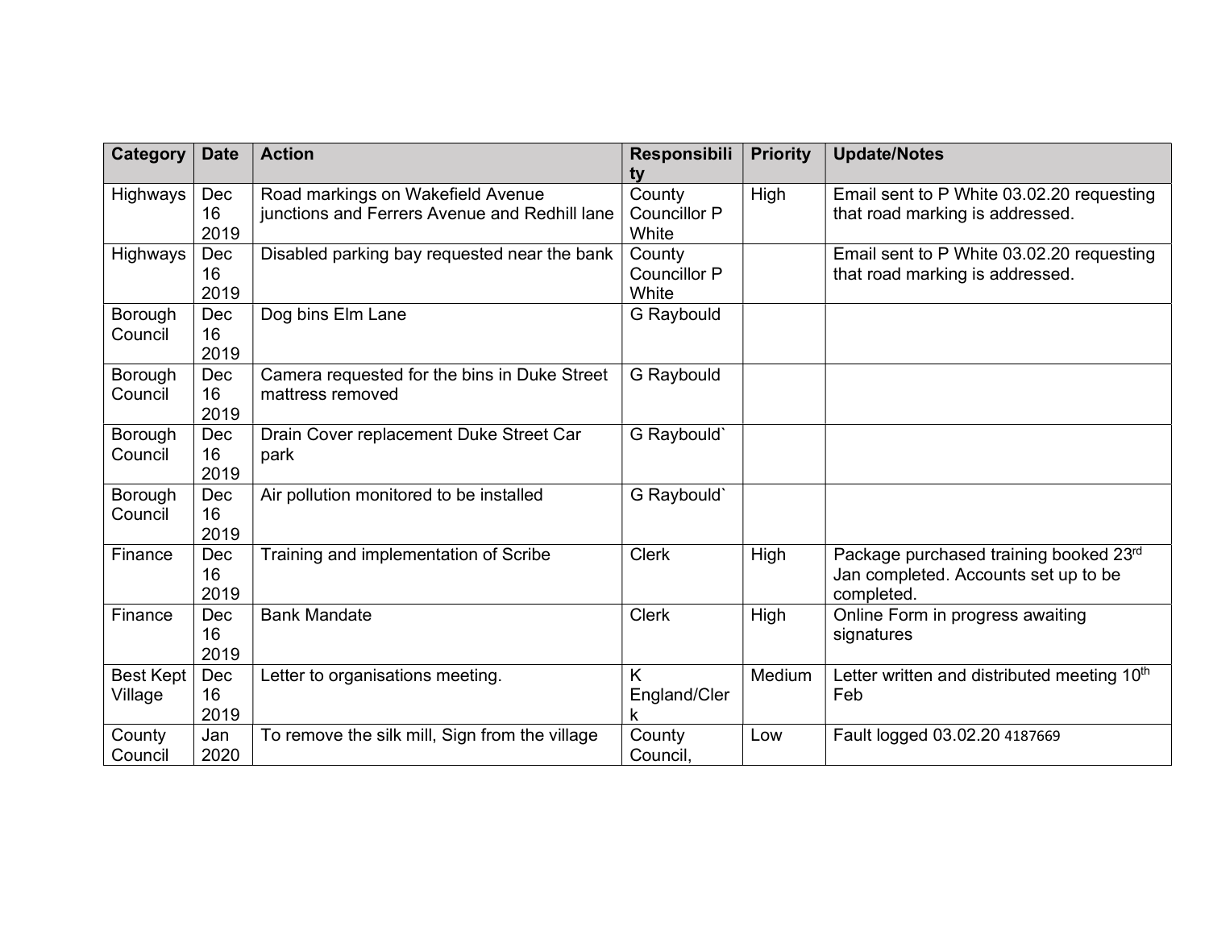| Category | Date | Action | Responsibility | Priority | Update/Notes |
|---|---|---|---|---|---|
| Highways | Dec 16 2019 | Road markings on Wakefield Avenue junctions and Ferrers Avenue and Redhill lane | County Councillor P White | High | Email sent to P White 03.02.20 requesting that road marking is addressed. |
| Highways | Dec 16 2019 | Disabled parking bay requested near the bank | County Councillor P White | | Email sent to P White 03.02.20 requesting that road marking is addressed. |
| Borough Council | Dec 16 2019 | Dog bins Elm Lane | G Raybould | | |
| Borough Council | Dec 16 2019 | Camera requested for the bins in Duke Street mattress removed | G Raybould | | |
| Borough Council | Dec 16 2019 | Drain Cover replacement Duke Street Car park | G Raybould` | | |
| Borough Council | Dec 16 2019 | Air pollution monitored to be installed | G Raybould` | | |
| Finance | Dec 16 2019 | Training and implementation of Scribe | Clerk | High | Package purchased training booked 23rd Jan completed. Accounts set up to be completed. |
| Finance | Dec 16 2019 | Bank Mandate | Clerk | High | Online Form in progress awaiting signatures |
| Best Kept Village | Dec 16 2019 | Letter to organisations meeting. | K England/Clerk | Medium | Letter written and distributed meeting 10th Feb |
| County Council | Jan 2020 | To remove the silk mill, Sign from the village | County Council, | Low | Fault logged 03.02.20 4187669 |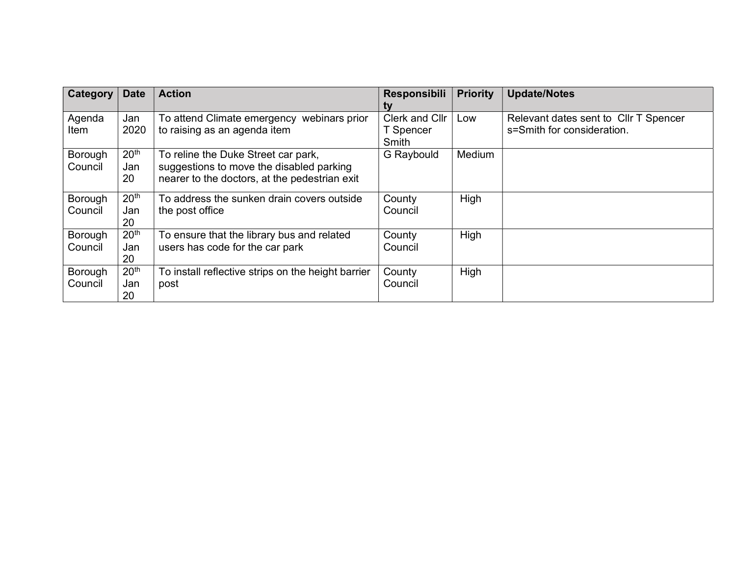| Category | Date | Action | Responsibility | Priority | Update/Notes |
|---|---|---|---|---|---|
| Agenda Item | Jan 2020 | To attend Climate emergency webinars prior to raising as an agenda item | Clerk and Cllr T Spencer Smith | Low | Relevant dates sent to Cllr T Spencer s=Smith for consideration. |
| Borough Council | 20th Jan 20 | To reline the Duke Street car park, suggestions to move the disabled parking nearer to the doctors, at the pedestrian exit | G Raybould | Medium | |
| Borough Council | 20th Jan 20 | To address the sunken drain covers outside the post office | County Council | High | |
| Borough Council | 20th Jan 20 | To ensure that the library bus and related users has code for the car park | County Council | High | |
| Borough Council | 20th Jan 20 | To install reflective strips on the height barrier post | County Council | High | |